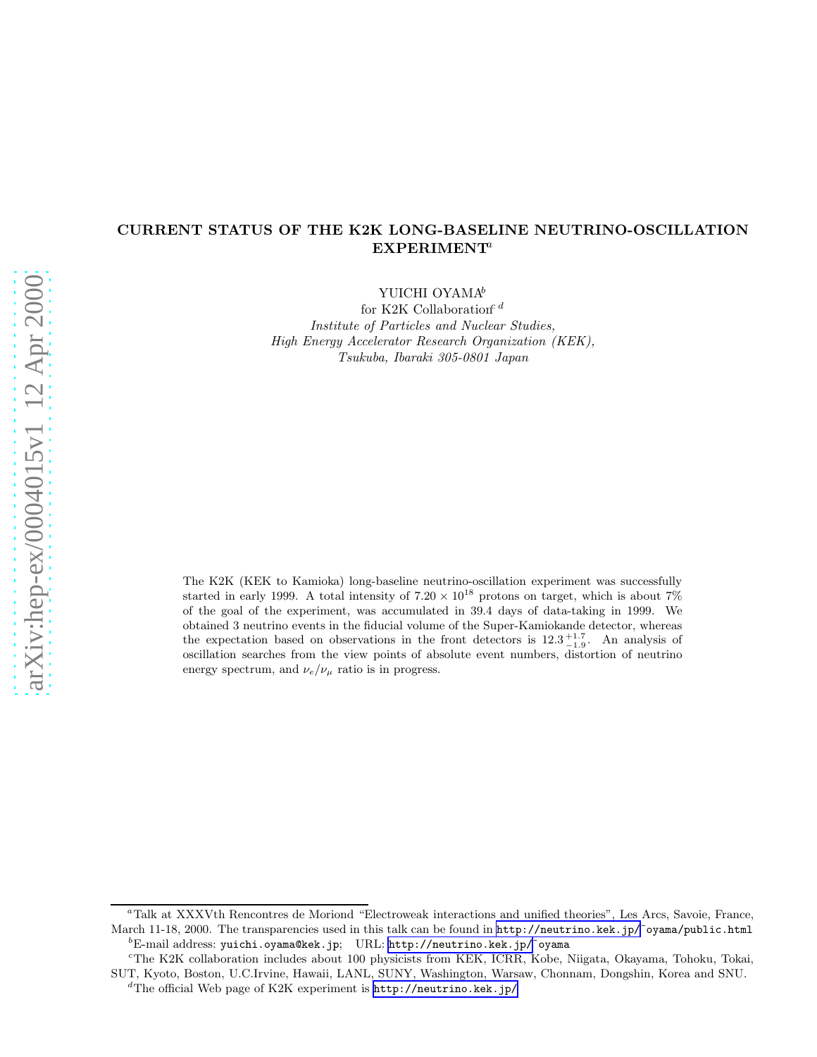# CURRENT STATUS OF THE K2K LONG-BASELINE NEUTRINO-OSCILLATION EXPERIMENT[a]

YUICHI OYAMA[b]

for K2K Collaboration[c d]

*Institute of Particles and Nuclear Studies,*
*High Energy Accelerator Research Organization (KEK),*
*Tsukuba, Ibaraki 305-0801 Japan*

The K2K (KEK to Kamioka) long-baseline neutrino-oscillation experiment was successfully started in early 1999. A total intensity of $7.20 \times 10^{18}$ protons on target, which is about 7% of the goal of the experiment, was accumulated in 39.4 days of data-taking in 1999. We obtained 3 neutrino events in the fiducial volume of the Super-Kamiokande detector, whereas the expectation based on observations in the front detectors is $12.3^{+1.7}_{-1.9}$. An analysis of oscillation searches from the view points of absolute event numbers, distortion of neutrino energy spectrum, and $\nu_e/\nu_\mu$ ratio is in progress.

---

[a] Talk at XXXVth Rencontres de Moriond "Electroweak interactions and unified theories", Les Arcs, Savoie, France, March 11-18, 2000. The transparencies used in this talk can be found in http://neutrino.kek.jp/~oyama/public.html

[b] E-mail address: yuichi.oyama@kek.jp; URL: http://neutrino.kek.jp/~oyama

[c] The K2K collaboration includes about 100 physicists from KEK, ICRR, Kobe, Niigata, Okayama, Tohoku, Tokai, SUT, Kyoto, Boston, U.C.Irvine, Hawaii, LANL, SUNY, Washington, Warsaw, Chonnam, Dongshin, Korea and SNU.

[d] The official Web page of K2K experiment is http://neutrino.kek.jp/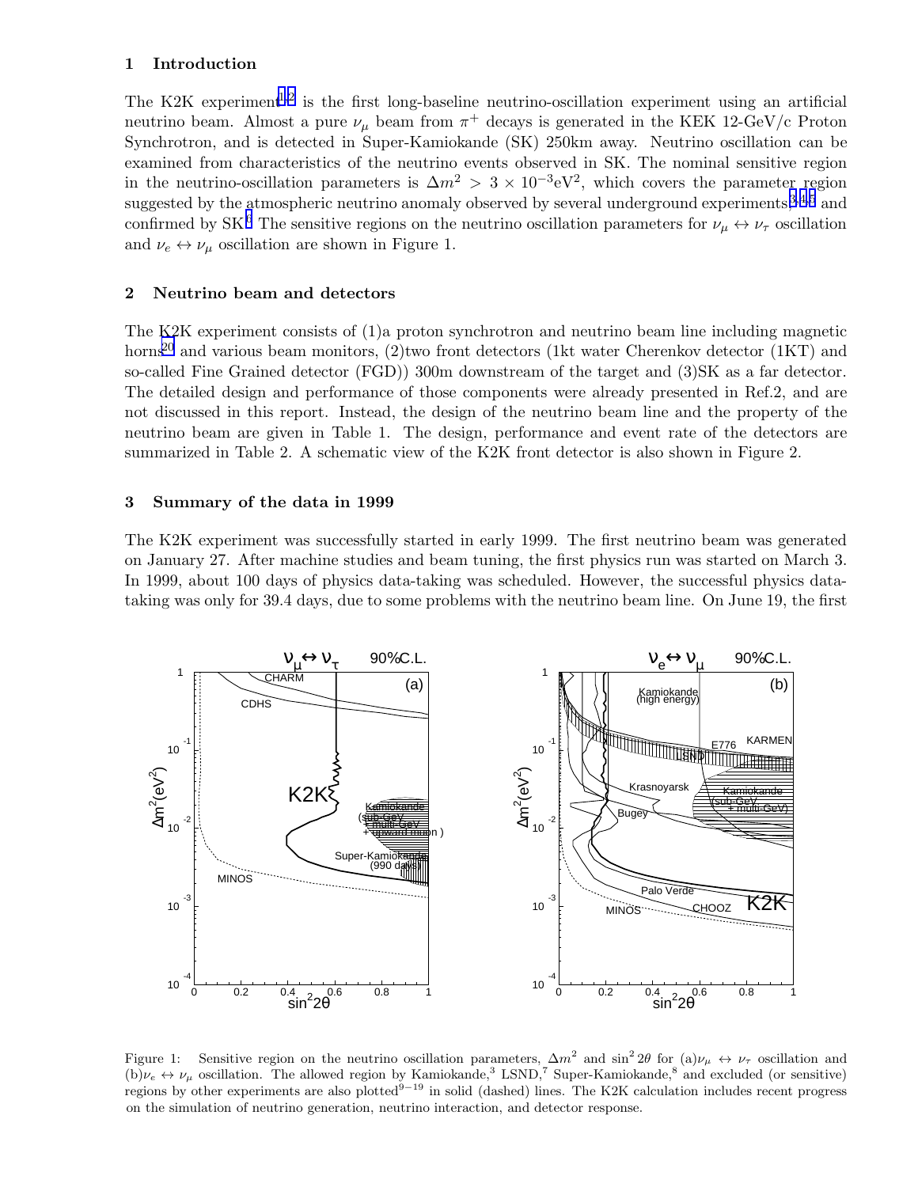## 1 Introduction

The K2K experiment[1,2] is the first long-baseline neutrino-oscillation experiment using an artificial neutrino beam. Almost a pure $\nu_\mu$ beam from $\pi^+$ decays is generated in the KEK 12-GeV/c Proton Synchrotron, and is detected in Super-Kamiokande (SK) 250km away. Neutrino oscillation can be examined from characteristics of the neutrino events observed in SK. The nominal sensitive region in the neutrino-oscillation parameters is $\Delta m^2 > 3 \times 10^{-3}\text{eV}^2$, which covers the parameter region suggested by the atmospheric neutrino anomaly observed by several underground experiments[3,4,5] and confirmed by SK[6]. The sensitive regions on the neutrino oscillation parameters for $\nu_\mu \leftrightarrow \nu_\tau$ oscillation and $\nu_e \leftrightarrow \nu_\mu$ oscillation are shown in Figure 1.

## 2 Neutrino beam and detectors

The K2K experiment consists of (1)a proton synchrotron and neutrino beam line including magnetic horns[20] and various beam monitors, (2)two front detectors (1kt water Cherenkov detector (1KT) and so-called Fine Grained detector (FGD)) 300m downstream of the target and (3)SK as a far detector. The detailed design and performance of those components were already presented in Ref.2, and are not discussed in this report. Instead, the design of the neutrino beam line and the property of the neutrino beam are given in Table 1. The design, performance and event rate of the detectors are summarized in Table 2. A schematic view of the K2K front detector is also shown in Figure 2.

## 3 Summary of the data in 1999

The K2K experiment was successfully started in early 1999. The first neutrino beam was generated on January 27. After machine studies and beam tuning, the first physics run was started on March 3. In 1999, about 100 days of physics data-taking was scheduled. However, the successful physics data-taking was only for 39.4 days, due to some problems with the neutrino beam line. On June 19, the first

Figure 1: Sensitive region on the neutrino oscillation parameters, $\Delta m^2$ and $\sin^2 2\theta$ for (a)$\nu_\mu \leftrightarrow \nu_\tau$ oscillation and (b)$\nu_e \leftrightarrow \nu_\mu$ oscillation. The allowed region by Kamiokande,[3] LSND,[7] Super-Kamiokande,[8] and excluded (or sensitive) regions by other experiments are also plotted[9−19] in solid (dashed) lines. The K2K calculation includes recent progress on the simulation of neutrino generation, neutrino interaction, and detector response.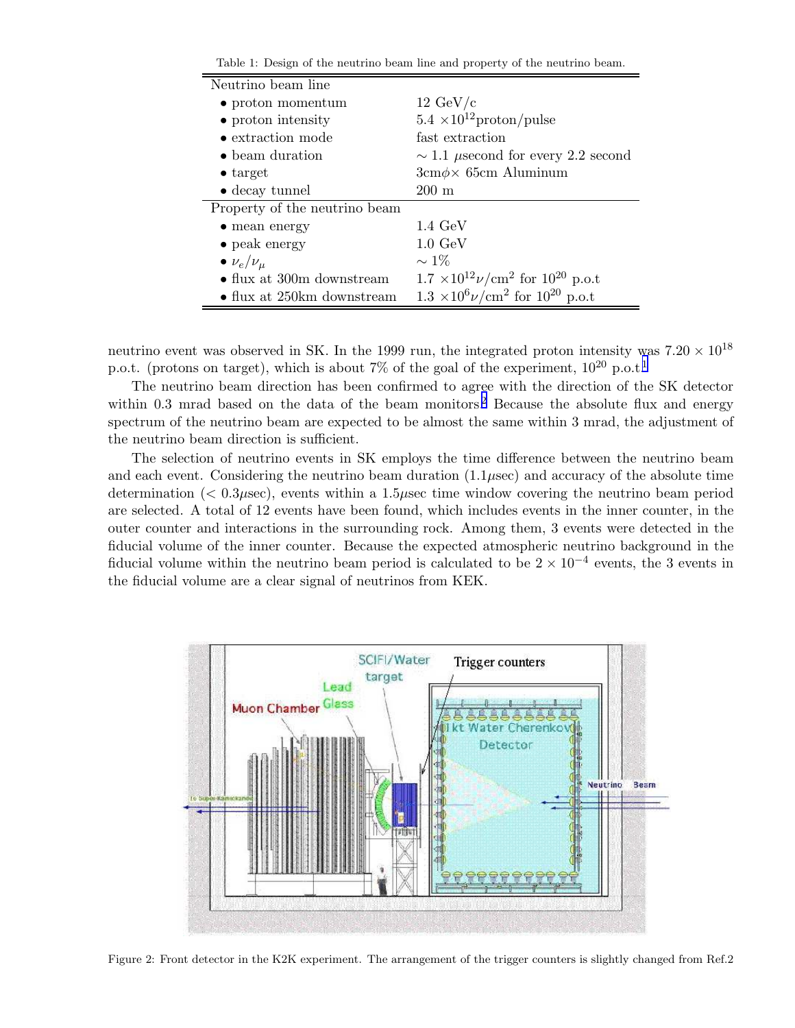Table 1: Design of the neutrino beam line and property of the neutrino beam.

| | |
|---|---|
| Neutrino beam line | |
| • proton momentum | 12 GeV/c |
| • proton intensity | 5.4 $\times 10^{12}$proton/pulse |
| • extraction mode | fast extraction |
| • beam duration | $\sim$ 1.1 $\mu$second for every 2.2 second |
| • target | 3cm$\phi\times$ 65cm Aluminum |
| • decay tunnel | 200 m |
| Property of the neutrino beam | |
| • mean energy | 1.4 GeV |
| • peak energy | 1.0 GeV |
| • $\nu_e/\nu_\mu$ | $\sim$ 1% |
| • flux at 300m downstream | 1.7 $\times 10^{12}\nu$/cm$^2$ for $10^{20}$ p.o.t |
| • flux at 250km downstream | 1.3 $\times 10^{6}\nu$/cm$^2$ for $10^{20}$ p.o.t |

neutrino event was observed in SK. In the 1999 run, the integrated proton intensity was $7.20 \times 10^{18}$ p.o.t. (protons on target), which is about 7% of the goal of the experiment, $10^{20}$ p.o.t.[1]

The neutrino beam direction has been confirmed to agree with the direction of the SK detector within 0.3 mrad based on the data of the beam monitors.[2] Because the absolute flux and energy spectrum of the neutrino beam are expected to be almost the same within 3 mrad, the adjustment of the neutrino beam direction is sufficient.

The selection of neutrino events in SK employs the time difference between the neutrino beam and each event. Considering the neutrino beam duration (1.1$\mu$sec) and accuracy of the absolute time determination ($<$ 0.3$\mu$sec), events within a 1.5$\mu$sec time window covering the neutrino beam period are selected. A total of 12 events have been found, which includes events in the inner counter, in the outer counter and interactions in the surrounding rock. Among them, 3 events were detected in the fiducial volume of the inner counter. Because the expected atmospheric neutrino background in the fiducial volume within the neutrino beam period is calculated to be $2 \times 10^{-4}$ events, the 3 events in the fiducial volume are a clear signal of neutrinos from KEK.

Figure 2: Front detector in the K2K experiment. The arrangement of the trigger counters is slightly changed from Ref.2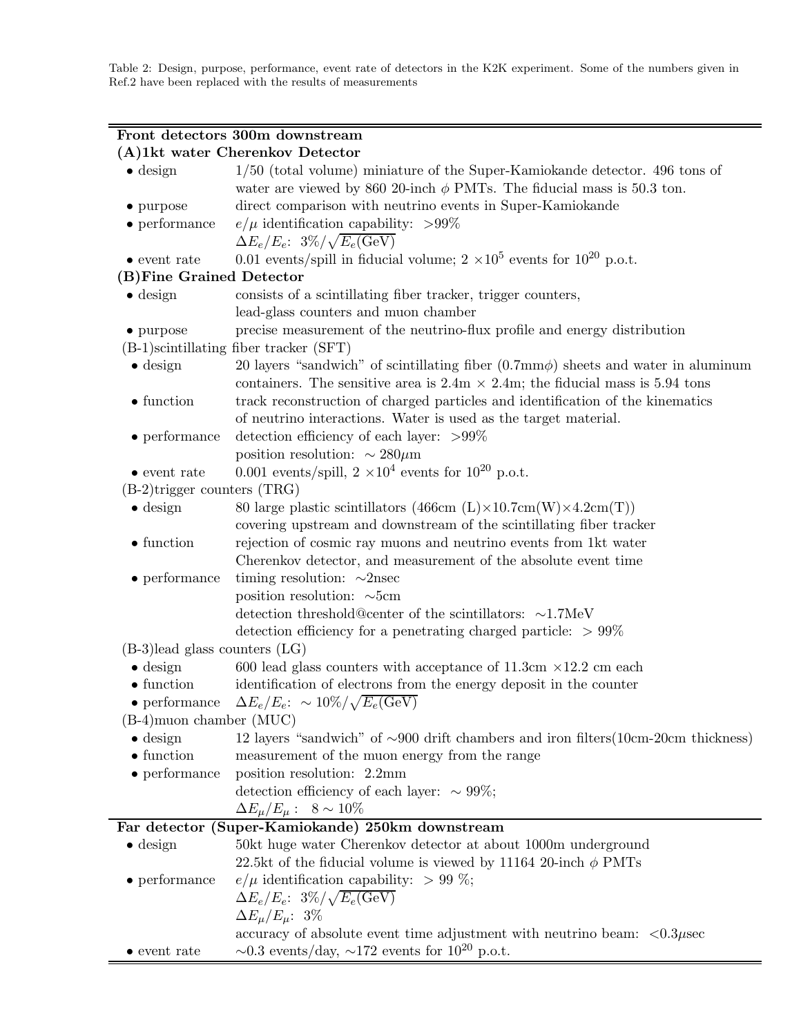Table 2: Design, purpose, performance, event rate of detectors in the K2K experiment. Some of the numbers given in Ref.2 have been replaced with the results of measurements

| | |
|---|---|
| **Front detectors 300m downstream** | |
| **(A)1kt water Cherenkov Detector** | |
| • design | 1/50 (total volume) miniature of the Super-Kamiokande detector. 496 tons of water are viewed by 860 20-inch $\phi$ PMTs. The fiducial mass is 50.3 ton. |
| • purpose | direct comparison with neutrino events in Super-Kamiokande |
| • performance | $e/\mu$ identification capability: >99% <br> $\Delta E_e/E_e$: $3\%/\sqrt{E_e(\mathrm{GeV})}$ |
| • event rate | 0.01 events/spill in fiducial volume; $2 \times 10^5$ events for $10^{20}$ p.o.t. |
| **(B)Fine Grained Detector** | |
| • design | consists of a scintillating fiber tracker, trigger counters, lead-glass counters and muon chamber |
| • purpose | precise measurement of the neutrino-flux profile and energy distribution |
| (B-1)scintillating fiber tracker (SFT) | |
| • design | 20 layers "sandwich" of scintillating fiber (0.7mm$\phi$) sheets and water in aluminum containers. The sensitive area is 2.4m × 2.4m; the fiducial mass is 5.94 tons |
| • function | track reconstruction of charged particles and identification of the kinematics of neutrino interactions. Water is used as the target material. |
| • performance | detection efficiency of each layer: >99% <br> position resolution: $\sim 280\mu$m |
| • event rate | 0.001 events/spill, $2 \times 10^4$ events for $10^{20}$ p.o.t. |
| (B-2)trigger counters (TRG) | |
| • design | 80 large plastic scintillators (466cm (L)×10.7cm(W)×4.2cm(T)) covering upstream and downstream of the scintillating fiber tracker |
| • function | rejection of cosmic ray muons and neutrino events from 1kt water Cherenkov detector, and measurement of the absolute event time |
| • performance | timing resolution: ~2nsec <br> position resolution: ~5cm <br> detection threshold@center of the scintillators: ~1.7MeV <br> detection efficiency for a penetrating charged particle: > 99% |
| (B-3)lead glass counters (LG) | |
| • design | 600 lead glass counters with acceptance of 11.3cm ×12.2 cm each |
| • function | identification of electrons from the energy deposit in the counter |
| • performance | $\Delta E_e/E_e$: $\sim 10\%/\sqrt{E_e(\mathrm{GeV})}$ |
| (B-4)muon chamber (MUC) | |
| • design | 12 layers "sandwich" of ~900 drift chambers and iron filters(10cm-20cm thickness) |
| • function | measurement of the muon energy from the range |
| • performance | position resolution: 2.2mm <br> detection efficiency of each layer: ~ 99%; <br> $\Delta E_\mu/E_\mu$ : $8 \sim 10\%$ |
| **Far detector (Super-Kamiokande) 250km downstream** | |
| • design | 50kt huge water Cherenkov detector at about 1000m underground <br> 22.5kt of the fiducial volume is viewed by 11164 20-inch $\phi$ PMTs |
| • performance | $e/\mu$ identification capability: > 99 %; <br> $\Delta E_e/E_e$: $3\%/\sqrt{E_e(\mathrm{GeV})}$ <br> $\Delta E_\mu/E_\mu$: 3% <br> accuracy of absolute event time adjustment with neutrino beam: $<0.3\mu$sec |
| • event rate | ~0.3 events/day, ~172 events for $10^{20}$ p.o.t. |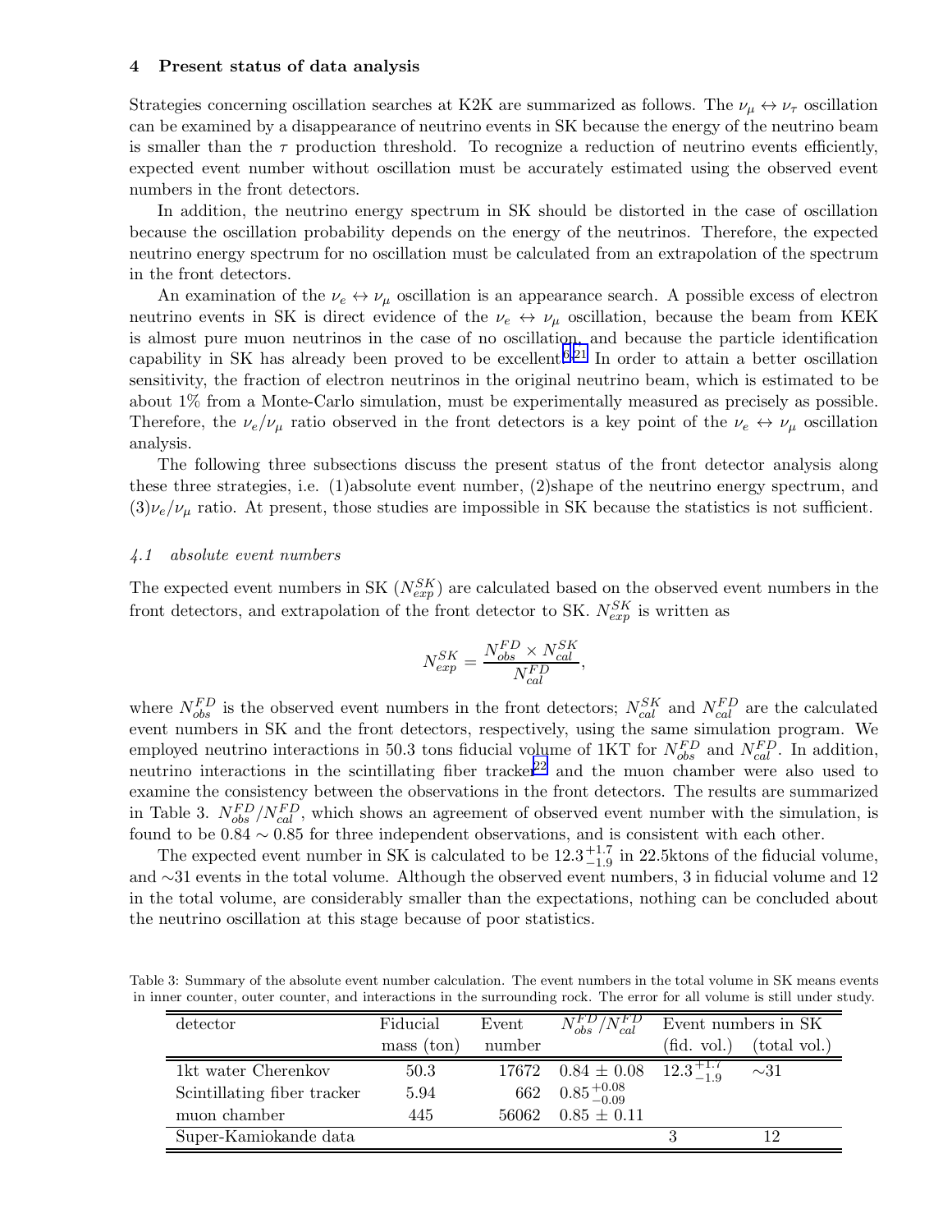## 4 Present status of data analysis

Strategies concerning oscillation searches at K2K are summarized as follows. The $\nu_\mu \leftrightarrow \nu_\tau$ oscillation can be examined by a disappearance of neutrino events in SK because the energy of the neutrino beam is smaller than the $\tau$ production threshold. To recognize a reduction of neutrino events efficiently, expected event number without oscillation must be accurately estimated using the observed event numbers in the front detectors.

In addition, the neutrino energy spectrum in SK should be distorted in the case of oscillation because the oscillation probability depends on the energy of the neutrinos. Therefore, the expected neutrino energy spectrum for no oscillation must be calculated from an extrapolation of the spectrum in the front detectors.

An examination of the $\nu_e \leftrightarrow \nu_\mu$ oscillation is an appearance search. A possible excess of electron neutrino events in SK is direct evidence of the $\nu_e \leftrightarrow \nu_\mu$ oscillation, because the beam from KEK is almost pure muon neutrinos in the case of no oscillation, and because the particle identification capability in SK has already been proved to be excellent[6,21]. In order to attain a better oscillation sensitivity, the fraction of electron neutrinos in the original neutrino beam, which is estimated to be about 1% from a Monte-Carlo simulation, must be experimentally measured as precisely as possible. Therefore, the $\nu_e/\nu_\mu$ ratio observed in the front detectors is a key point of the $\nu_e \leftrightarrow \nu_\mu$ oscillation analysis.

The following three subsections discuss the present status of the front detector analysis along these three strategies, i.e. (1)absolute event number, (2)shape of the neutrino energy spectrum, and (3)$\nu_e/\nu_\mu$ ratio. At present, those studies are impossible in SK because the statistics is not sufficient.

### *4.1 absolute event numbers*

The expected event numbers in SK ($N^{SK}_{exp}$) are calculated based on the observed event numbers in the front detectors, and extrapolation of the front detector to SK. $N^{SK}_{exp}$ is written as

$$N^{SK}_{exp} = \frac{N^{FD}_{obs} \times N^{SK}_{cal}}{N^{FD}_{cal}},$$

where $N^{FD}_{obs}$ is the observed event numbers in the front detectors; $N^{SK}_{cal}$ and $N^{FD}_{cal}$ are the calculated event numbers in SK and the front detectors, respectively, using the same simulation program. We employed neutrino interactions in 50.3 tons fiducial volume of 1KT for $N^{FD}_{obs}$ and $N^{FD}_{cal}$. In addition, neutrino interactions in the scintillating fiber tracker[22] and the muon chamber were also used to examine the consistency between the observations in the front detectors. The results are summarized in Table 3. $N^{FD}_{obs}/N^{FD}_{cal}$, which shows an agreement of observed event number with the simulation, is found to be $0.84 \sim 0.85$ for three independent observations, and is consistent with each other.

The expected event number in SK is calculated to be $12.3^{+1.7}_{-1.9}$ in 22.5ktons of the fiducial volume, and $\sim$31 events in the total volume. Although the observed event numbers, 3 in fiducial volume and 12 in the total volume, are considerably smaller than the expectations, nothing can be concluded about the neutrino oscillation at this stage because of poor statistics.

Table 3: Summary of the absolute event number calculation. The event numbers in the total volume in SK means events in inner counter, outer counter, and interactions in the surrounding rock. The error for all volume is still under study.

| detector | Fiducial mass (ton) | Event number | $N^{FD}_{obs}/N^{FD}_{cal}$ | Event numbers in SK (fid. vol.) | Event numbers in SK (total vol.) |
|---|---|---|---|---|---|
| 1kt water Cherenkov | 50.3 | 17672 | $0.84 \pm 0.08$ | $12.3^{+1.7}_{-1.9}$ | $\sim$31 |
| Scintillating fiber tracker | 5.94 | 662 | $0.85^{+0.08}_{-0.09}$ | | |
| muon chamber | 445 | 56062 | $0.85 \pm 0.11$ | | |
| Super-Kamiokande data | | | | 3 | 12 |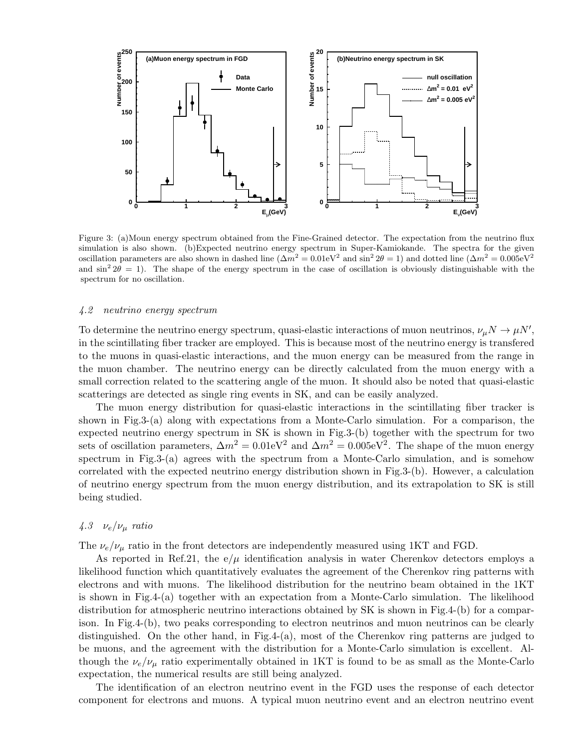Figure 3: (a)Moun energy spectrum obtained from the Fine-Grained detector. The expectation from the neutrino flux simulation is also shown. (b)Expected neutrino energy spectrum in Super-Kamiokande. The spectra for the given oscillation parameters are also shown in dashed line ($\Delta m^2 = 0.01\text{eV}^2$ and $\sin^2 2\theta = 1$) and dotted line ($\Delta m^2 = 0.005\text{eV}^2$ and $\sin^2 2\theta = 1$). The shape of the energy spectrum in the case of oscillation is obviously distinguishable with the spectrum for no oscillation.

### *4.2 neutrino energy spectrum*

To determine the neutrino energy spectrum, quasi-elastic interactions of muon neutrinos, $\nu_\mu N \to \mu N'$, in the scintillating fiber tracker are employed. This is because most of the neutrino energy is transfered to the muons in quasi-elastic interactions, and the muon energy can be measured from the range in the muon chamber. The neutrino energy can be directly calculated from the muon energy with a small correction related to the scattering angle of the muon. It should also be noted that quasi-elastic scatterings are detected as single ring events in SK, and can be easily analyzed.

The muon energy distribution for quasi-elastic interactions in the scintillating fiber tracker is shown in Fig.3-(a) along with expectations from a Monte-Carlo simulation. For a comparison, the expected neutrino energy spectrum in SK is shown in Fig.3-(b) together with the spectrum for two sets of oscillation parameters, $\Delta m^2 = 0.01\text{eV}^2$ and $\Delta m^2 = 0.005\text{eV}^2$. The shape of the muon energy spectrum in Fig.3-(a) agrees with the spectrum from a Monte-Carlo simulation, and is somehow correlated with the expected neutrino energy distribution shown in Fig.3-(b). However, a calculation of neutrino energy spectrum from the muon energy distribution, and its extrapolation to SK is still being studied.

### *4.3 $\nu_e/\nu_\mu$ ratio*

The $\nu_e/\nu_\mu$ ratio in the front detectors are independently measured using 1KT and FGD.

As reported in Ref.21, the e/$\mu$ identification analysis in water Cherenkov detectors employs a likelihood function which quantitatively evaluates the agreement of the Cherenkov ring patterns with electrons and with muons. The likelihood distribution for the neutrino beam obtained in the 1KT is shown in Fig.4-(a) together with an expectation from a Monte-Carlo simulation. The likelihood distribution for atmospheric neutrino interactions obtained by SK is shown in Fig.4-(b) for a comparison. In Fig.4-(b), two peaks corresponding to electron neutrinos and muon neutrinos can be clearly distinguished. On the other hand, in Fig.4-(a), most of the Cherenkov ring patterns are judged to be muons, and the agreement with the distribution for a Monte-Carlo simulation is excellent. Although the $\nu_e/\nu_\mu$ ratio experimentally obtained in 1KT is found to be as small as the Monte-Carlo expectation, the numerical results are still being analyzed.

The identification of an electron neutrino event in the FGD uses the response of each detector component for electrons and muons. A typical muon neutrino event and an electron neutrino event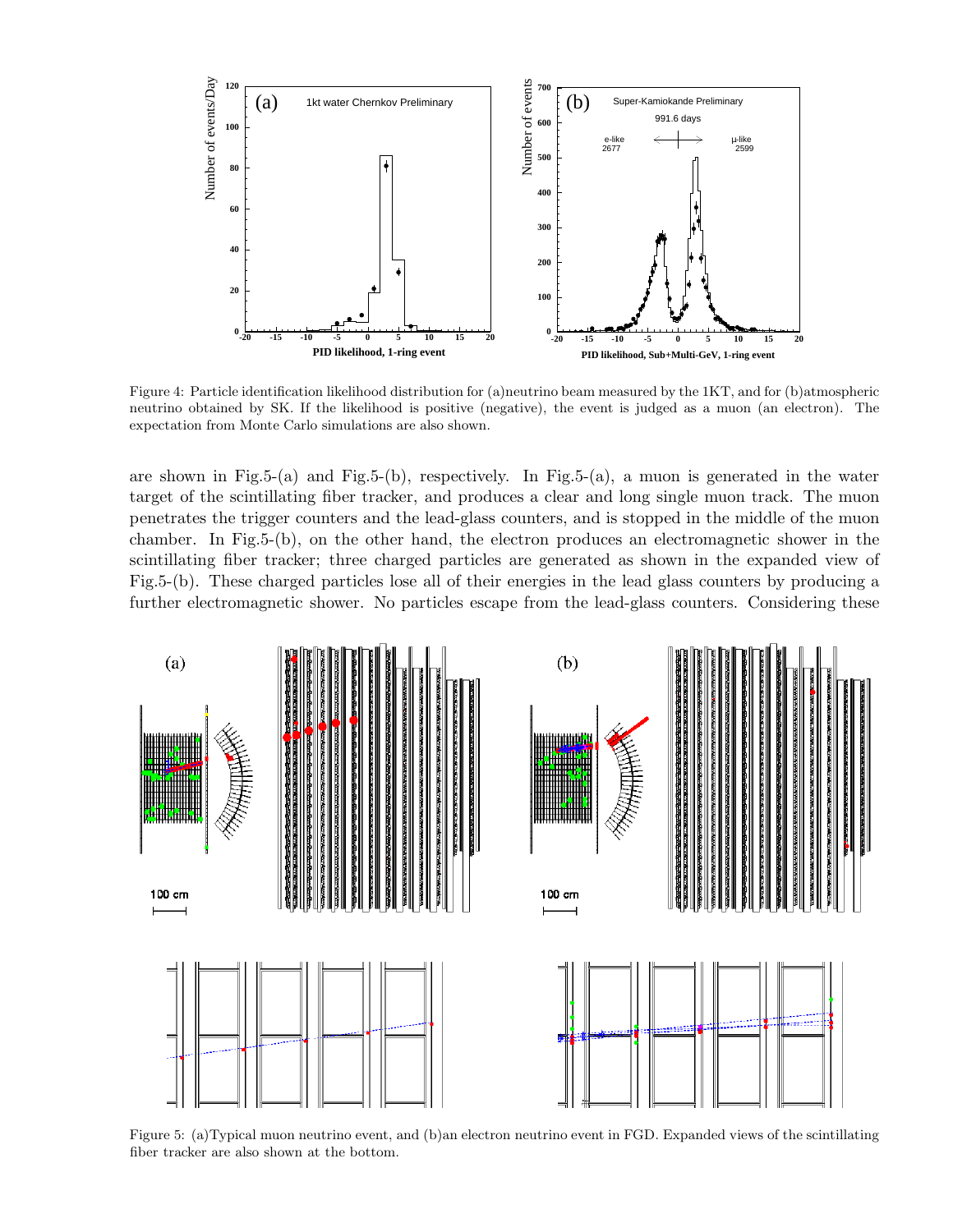Figure 4: Particle identification likelihood distribution for (a)neutrino beam measured by the 1KT, and for (b)atmospheric neutrino obtained by SK. If the likelihood is positive (negative), the event is judged as a muon (an electron). The expectation from Monte Carlo simulations are also shown.

are shown in Fig.5-(a) and Fig.5-(b), respectively. In Fig.5-(a), a muon is generated in the water target of the scintillating fiber tracker, and produces a clear and long single muon track. The muon penetrates the trigger counters and the lead-glass counters, and is stopped in the middle of the muon chamber. In Fig.5-(b), on the other hand, the electron produces an electromagnetic shower in the scintillating fiber tracker; three charged particles are generated as shown in the expanded view of Fig.5-(b). These charged particles lose all of their energies in the lead glass counters by producing a further electromagnetic shower. No particles escape from the lead-glass counters. Considering these

Figure 5: (a)Typical muon neutrino event, and (b)an electron neutrino event in FGD. Expanded views of the scintillating fiber tracker are also shown at the bottom.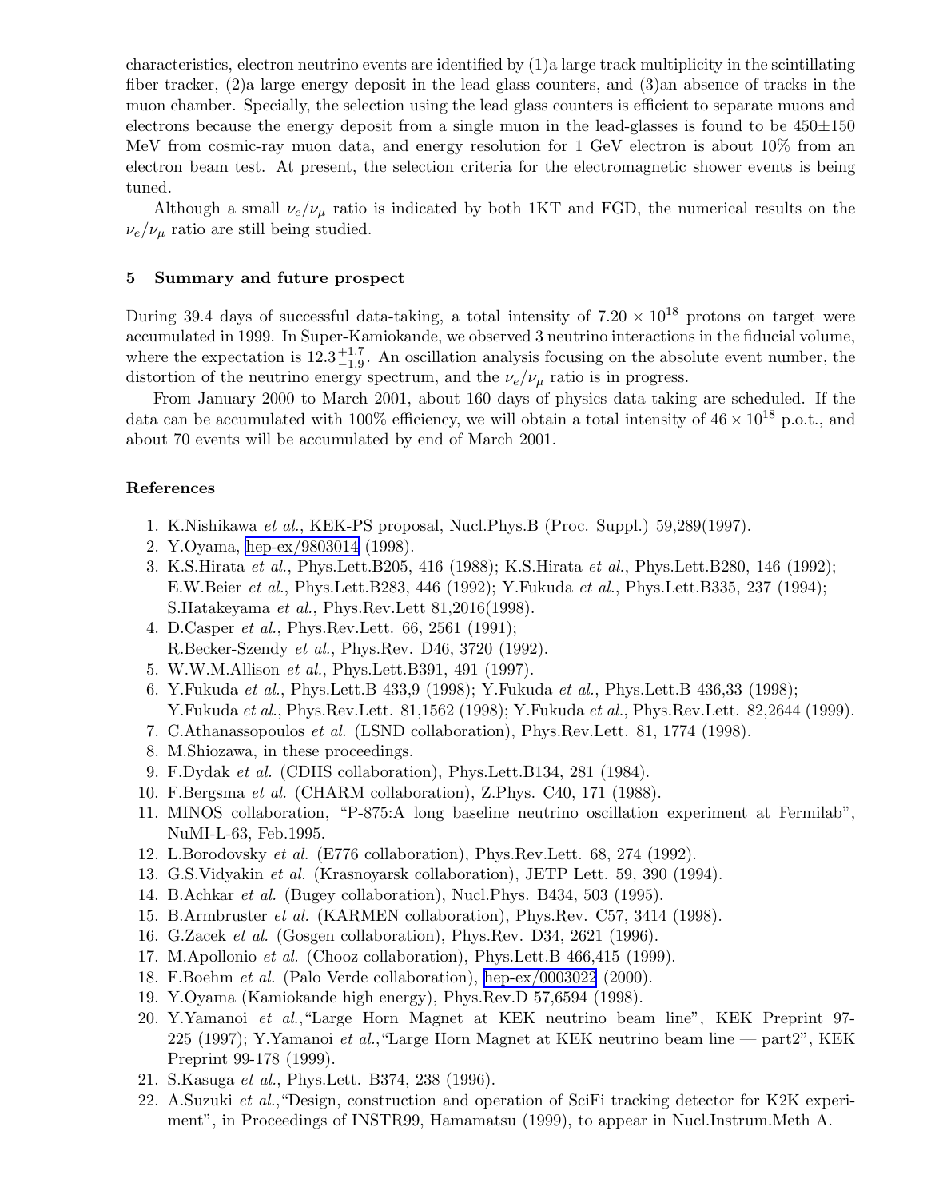characteristics, electron neutrino events are identified by (1)a large track multiplicity in the scintillating fiber tracker, (2)a large energy deposit in the lead glass counters, and (3)an absence of tracks in the muon chamber. Specially, the selection using the lead glass counters is efficient to separate muons and electrons because the energy deposit from a single muon in the lead-glasses is found to be $450 \pm 150$ MeV from cosmic-ray muon data, and energy resolution for 1 GeV electron is about 10% from an electron beam test. At present, the selection criteria for the electromagnetic shower events is being tuned.

Although a small $\nu_e/\nu_\mu$ ratio is indicated by both 1KT and FGD, the numerical results on the $\nu_e/\nu_\mu$ ratio are still being studied.

## 5 Summary and future prospect

During 39.4 days of successful data-taking, a total intensity of $7.20 \times 10^{18}$ protons on target were accumulated in 1999. In Super-Kamiokande, we observed 3 neutrino interactions in the fiducial volume, where the expectation is $12.3^{+1.7}_{-1.9}$. An oscillation analysis focusing on the absolute event number, the distortion of the neutrino energy spectrum, and the $\nu_e/\nu_\mu$ ratio is in progress.

From January 2000 to March 2001, about 160 days of physics data taking are scheduled. If the data can be accumulated with 100% efficiency, we will obtain a total intensity of $46 \times 10^{18}$ p.o.t., and about 70 events will be accumulated by end of March 2001.

## References

1. K.Nishikawa *et al.*, KEK-PS proposal, Nucl.Phys.B (Proc. Suppl.) 59,289(1997).
2. Y.Oyama, hep-ex/9803014 (1998).
3. K.S.Hirata *et al.*, Phys.Lett.B205, 416 (1988); K.S.Hirata *et al.*, Phys.Lett.B280, 146 (1992); E.W.Beier *et al.*, Phys.Lett.B283, 446 (1992); Y.Fukuda *et al.*, Phys.Lett.B335, 237 (1994); S.Hatakeyama *et al.*, Phys.Rev.Lett 81,2016(1998).
4. D.Casper *et al.*, Phys.Rev.Lett. 66, 2561 (1991); R.Becker-Szendy *et al.*, Phys.Rev. D46, 3720 (1992).
5. W.W.M.Allison *et al.*, Phys.Lett.B391, 491 (1997).
6. Y.Fukuda *et al.*, Phys.Lett.B 433,9 (1998); Y.Fukuda *et al.*, Phys.Lett.B 436,33 (1998); Y.Fukuda *et al.*, Phys.Rev.Lett. 81,1562 (1998); Y.Fukuda *et al.*, Phys.Rev.Lett. 82,2644 (1999).
7. C.Athanassopoulos *et al.* (LSND collaboration), Phys.Rev.Lett. 81, 1774 (1998).
8. M.Shiozawa, in these proceedings.
9. F.Dydak *et al.* (CDHS collaboration), Phys.Lett.B134, 281 (1984).
10. F.Bergsma *et al.* (CHARM collaboration), Z.Phys. C40, 171 (1988).
11. MINOS collaboration, "P-875:A long baseline neutrino oscillation experiment at Fermilab", NuMI-L-63, Feb.1995.
12. L.Borodovsky *et al.* (E776 collaboration), Phys.Rev.Lett. 68, 274 (1992).
13. G.S.Vidyakin *et al.* (Krasnoyarsk collaboration), JETP Lett. 59, 390 (1994).
14. B.Achkar *et al.* (Bugey collaboration), Nucl.Phys. B434, 503 (1995).
15. B.Armbruster *et al.* (KARMEN collaboration), Phys.Rev. C57, 3414 (1998).
16. G.Zacek *et al.* (Gosgen collaboration), Phys.Rev. D34, 2621 (1996).
17. M.Apollonio *et al.* (Chooz collaboration), Phys.Lett.B 466,415 (1999).
18. F.Boehm *et al.* (Palo Verde collaboration), hep-ex/0003022 (2000).
19. Y.Oyama (Kamiokande high energy), Phys.Rev.D 57,6594 (1998).
20. Y.Yamanoi *et al.*,"Large Horn Magnet at KEK neutrino beam line", KEK Preprint 97-225 (1997); Y.Yamanoi *et al.*,"Large Horn Magnet at KEK neutrino beam line — part2", KEK Preprint 99-178 (1999).
21. S.Kasuga *et al.*, Phys.Lett. B374, 238 (1996).
22. A.Suzuki *et al.*,"Design, construction and operation of SciFi tracking detector for K2K experiment", in Proceedings of INSTR99, Hamamatsu (1999), to appear in Nucl.Instrum.Meth A.